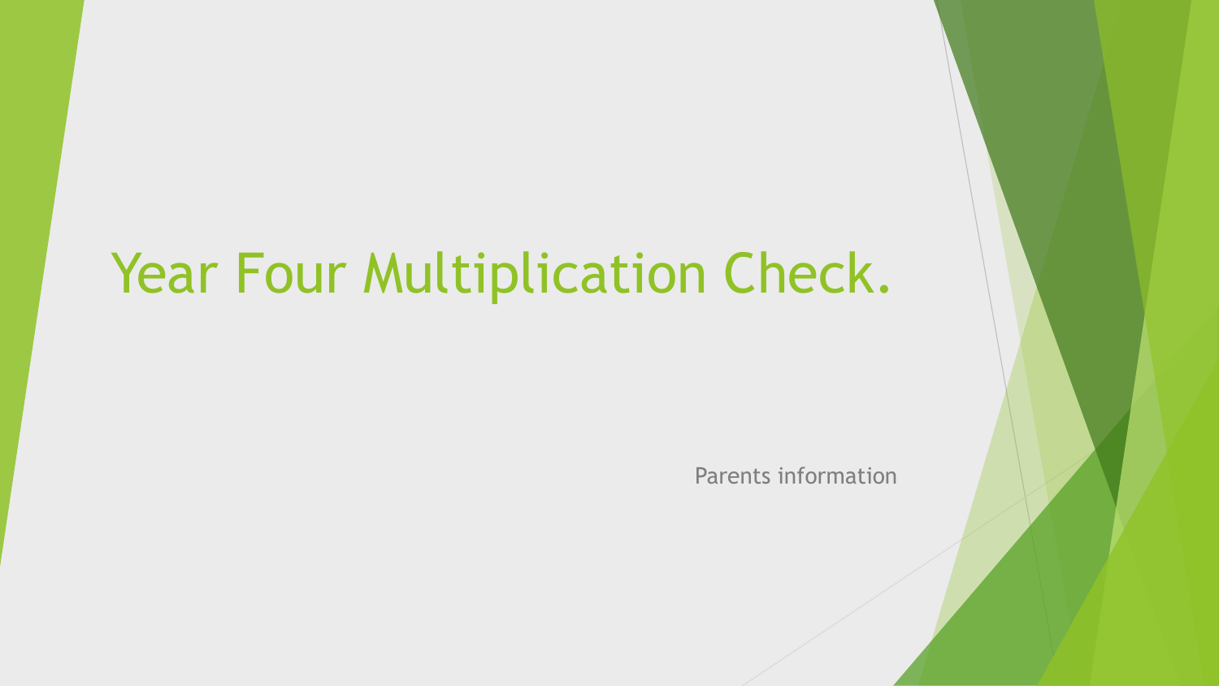# Year Four Multiplication Check.

Parents information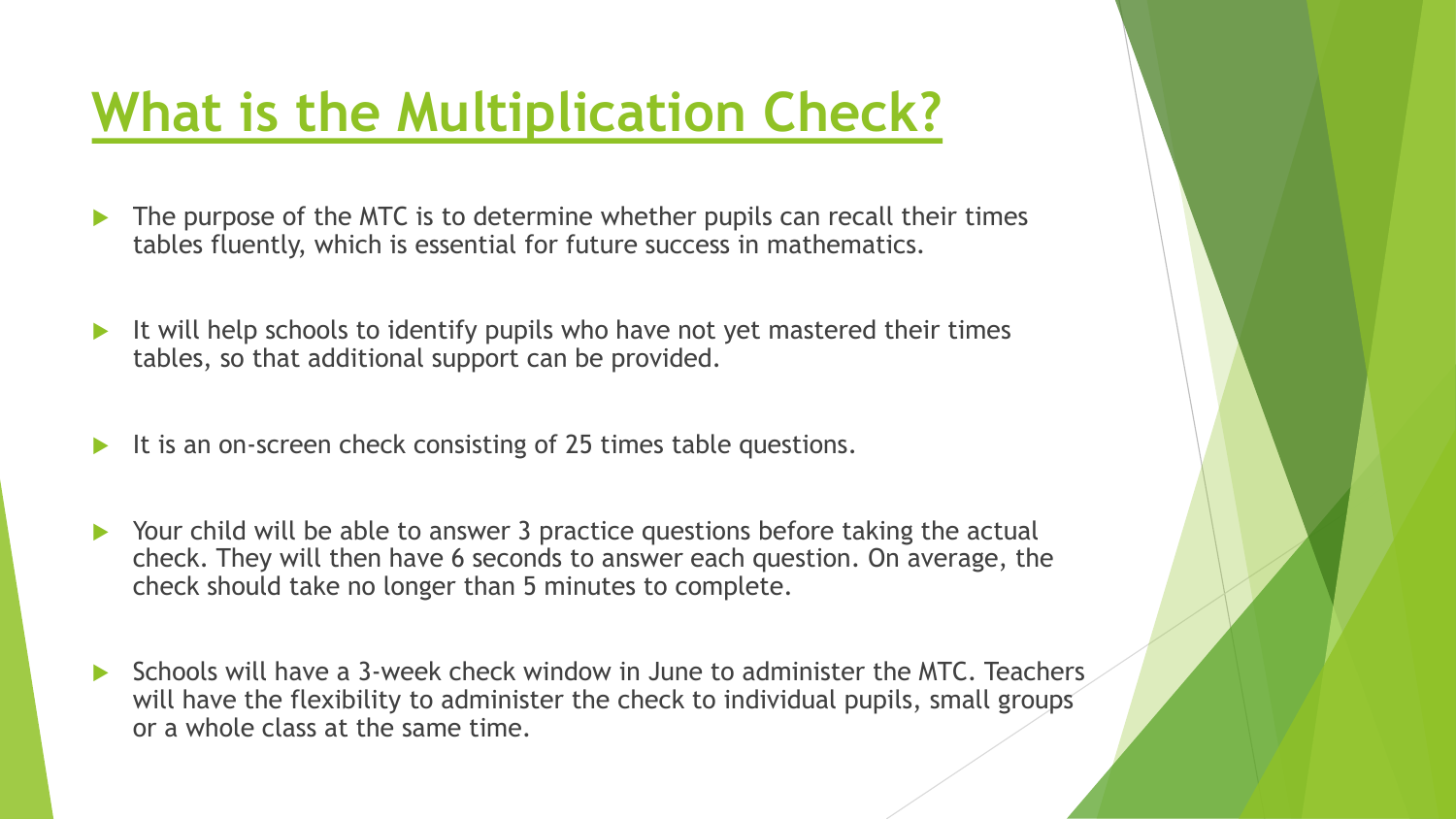# What is the Multiplication Check?

- The purpose of the MTC is to determine whether pupils can recall their times tables fluently, which is essential for future success in mathematics.
- It will help schools to identify pupils who have not yet mastered their times tables, so that additional support can be provided.
- It is an on-screen check consisting of 25 times table questions.
- Your child will be able to answer 3 practice questions before taking the actual check. They will then have 6 seconds to answer each question. On average, the check should take no longer than 5 minutes to complete.
- Schools will have a 3-week check window in June to administer the MTC. Teachers will have the flexibility to administer the check to individual pupils, small groups or a whole class at the same time.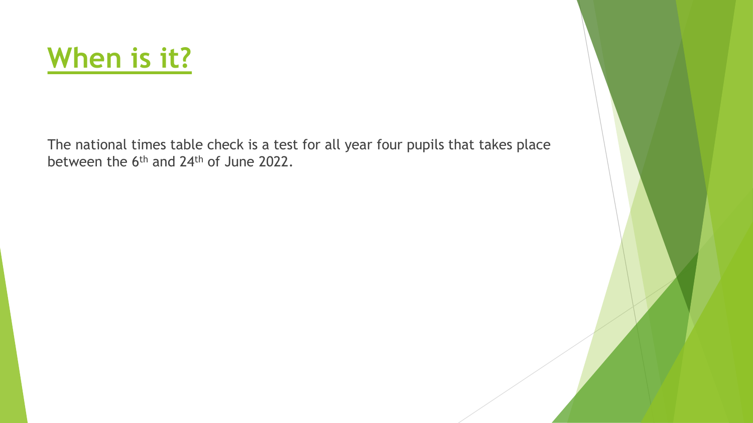# When is it?

The national times table check is a test for all year four pupils that takes place between the 6th and 24th of June 2022.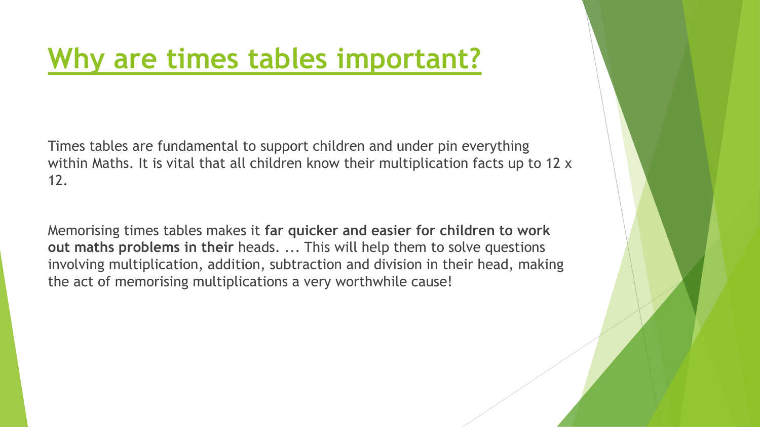# Why are times tables important?

Times tables are fundamental to support children and under pin everything within Maths. It is vital that all children know their multiplication facts up to 12 x 12.

Memorising times tables makes it **far quicker and easier for children to work out maths problems in their** heads. ... This will help them to solve questions involving multiplication, addition, subtraction and division in their head, making the act of memorising multiplications a very worthwhile cause!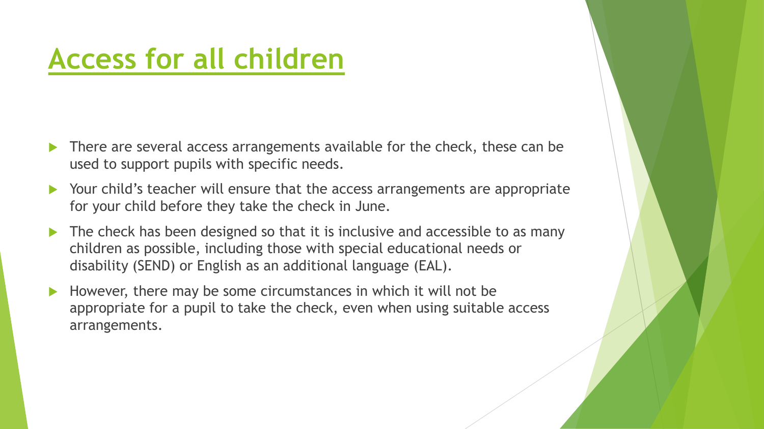# Access for all children

- There are several access arrangements available for the check, these can be used to support pupils with specific needs.
- Your child's teacher will ensure that the access arrangements are appropriate for your child before they take the check in June.
- The check has been designed so that it is inclusive and accessible to as many children as possible, including those with special educational needs or disability (SEND) or English as an additional language (EAL).
- However, there may be some circumstances in which it will not be appropriate for a pupil to take the check, even when using suitable access arrangements.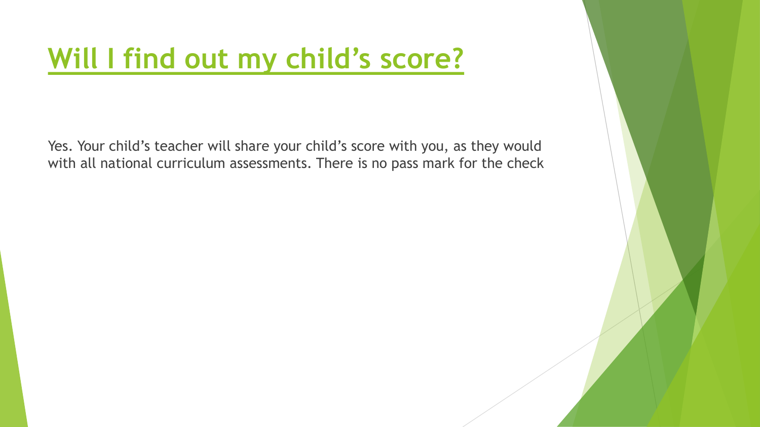# Will I find out my child's score?

Yes. Your child's teacher will share your child's score with you, as they would with all national curriculum assessments. There is no pass mark for the check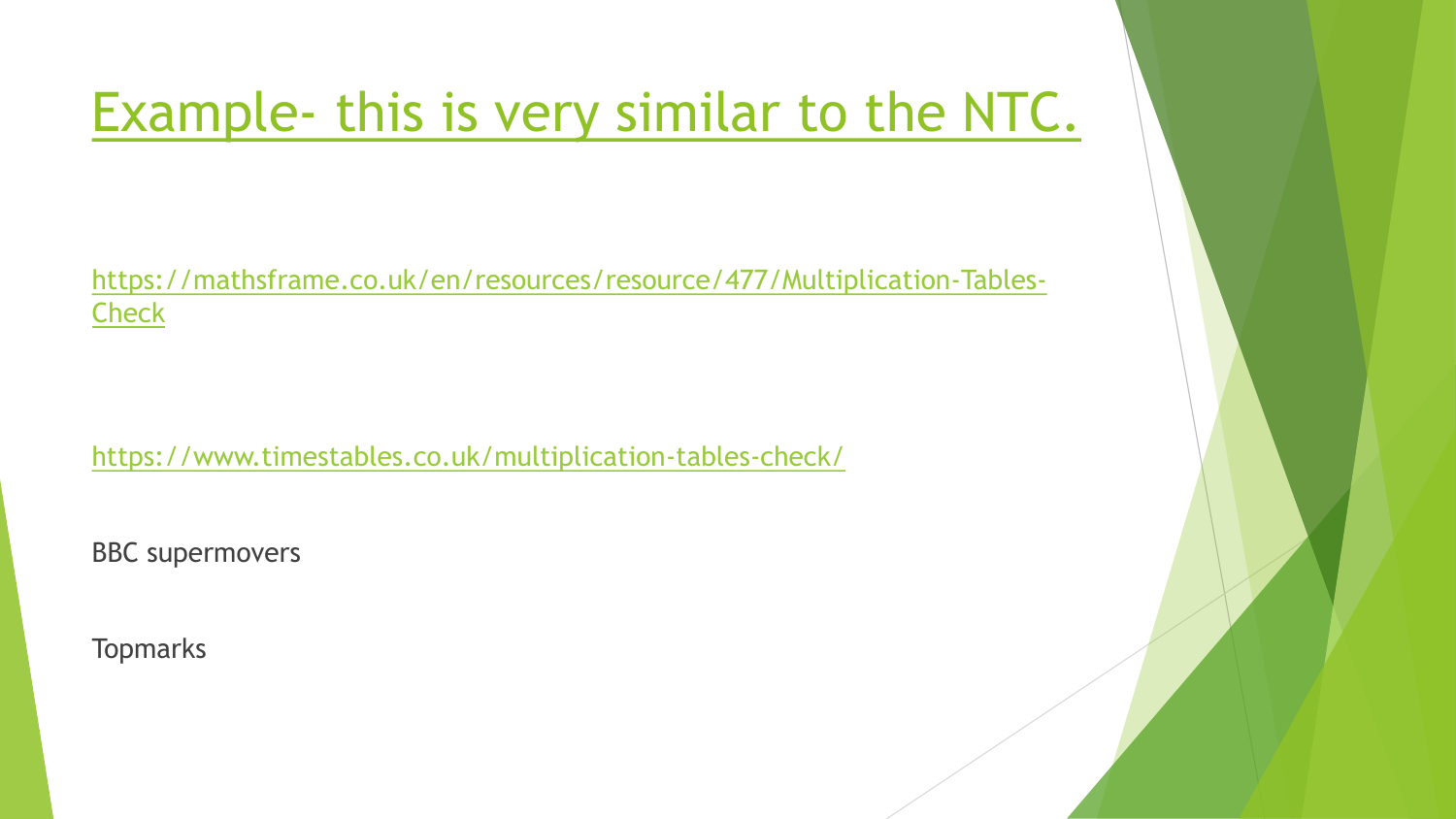# Example- this is very similar to the NTC.

https://mathsframe.co.uk/en/resources/resource/477/Multiplication-Tables-Check

https://www.timestables.co.uk/multiplication-tables-check/

BBC supermovers

Topmarks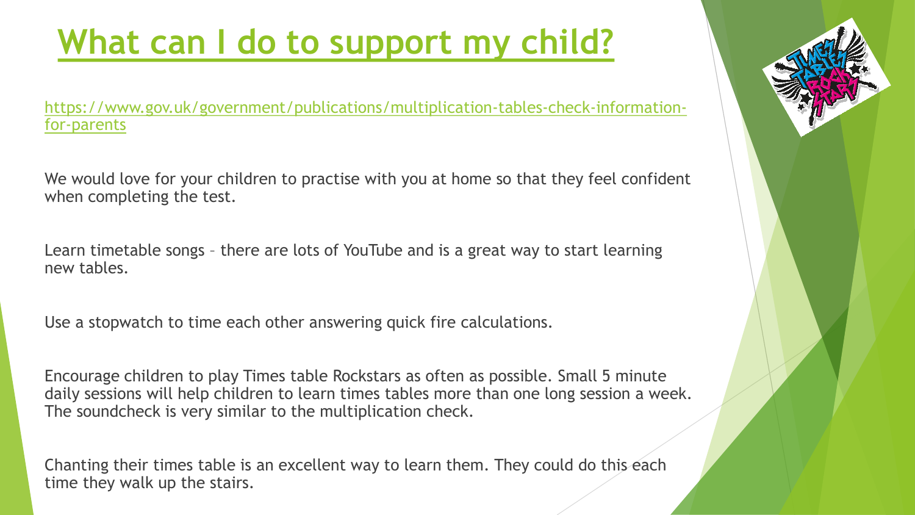# What can I do to support my child?

https://www.gov.uk/government/publications/multiplication-tables-check-information-for-parents

We would love for your children to practise with you at home so that they feel confident when completing the test.

Learn timetable songs – there are lots of YouTube and is a great way to start learning new tables.

Use a stopwatch to time each other answering quick fire calculations.

Encourage children to play Times table Rockstars as often as possible. Small 5 minute daily sessions will help children to learn times tables more than one long session a week. The soundcheck is very similar to the multiplication check.

Chanting their times table is an excellent way to learn them. They could do this each time they walk up the stairs.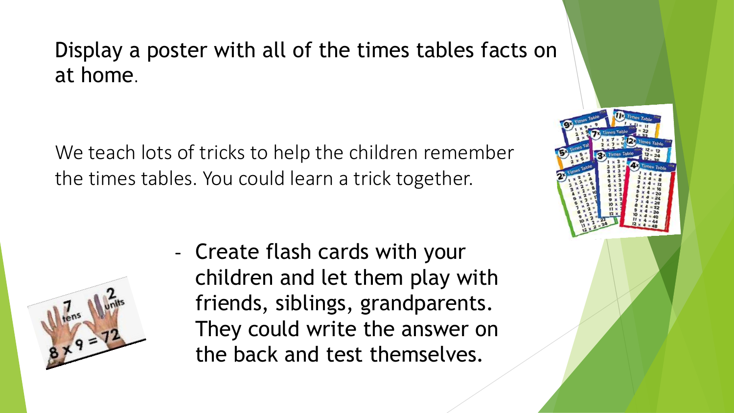Display a poster with all of the times tables facts on at home.

We teach lots of tricks to help the children remember the times tables. You could learn a trick together.

- Create flash cards with your children and let them play with friends, siblings, grandparents. They could write the answer on the back and test themselves.